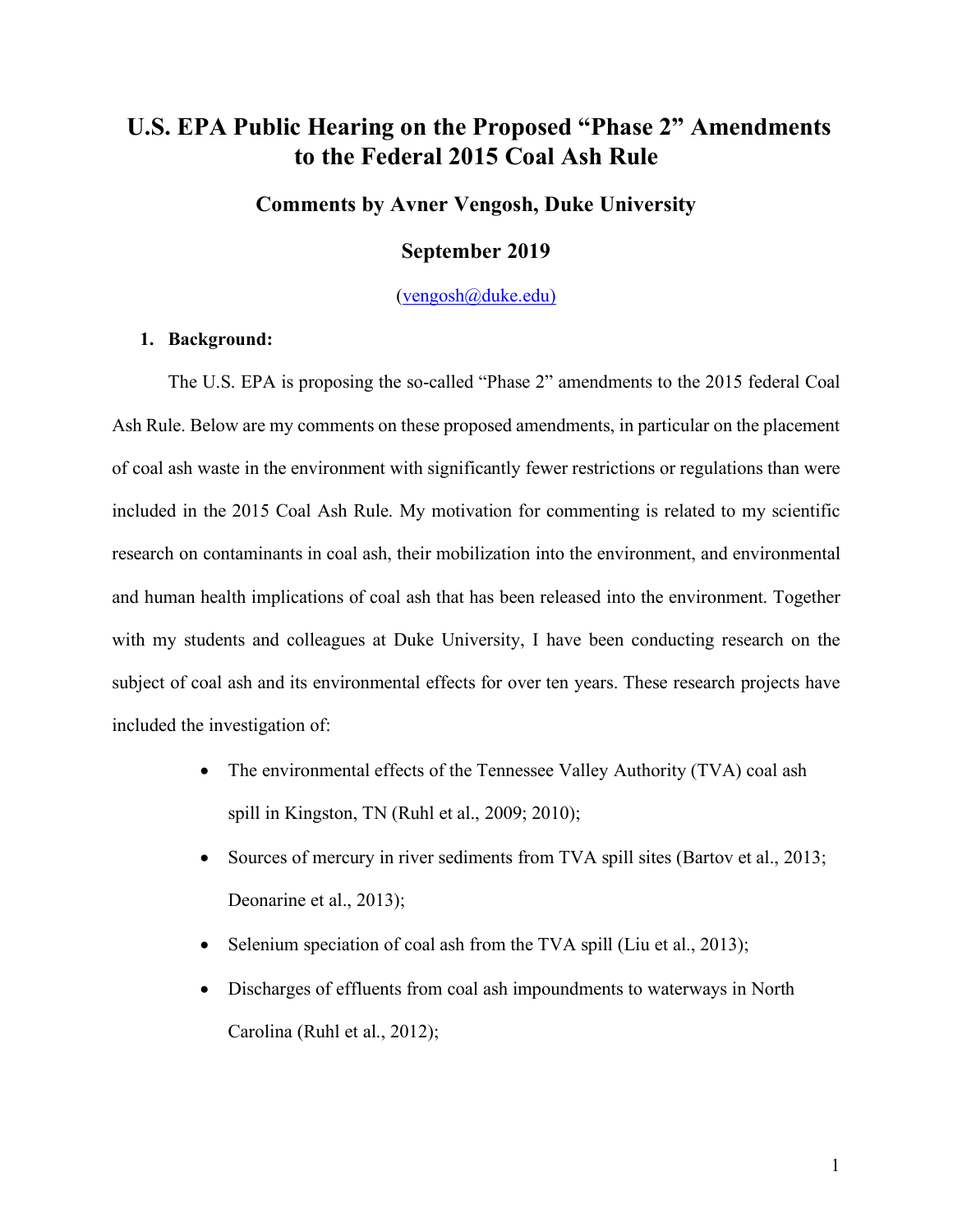# U.S. EPA Public Hearing on the Proposed "Phase 2" Amendments to the Federal 2015 Coal Ash Rule

### Comments by Avner Vengosh, Duke University

### September 2019

(vengosh@duke.edu)

1. **Background:**

The U.S. EPA is proposing the so-called "Phase 2" amendments to the 2015 federal Coal Ash Rule. Below are my comments on these proposed amendments, in particular on the placement of coal ash waste in the environment with significantly fewer restrictions or regulations than were included in the 2015 Coal Ash Rule. My motivation for commenting is related to my scientific research on contaminants in coal ash, their mobilization into the environment, and environmental and human health implications of coal ash that has been released into the environment. Together with my students and colleagues at Duke University, I have been conducting research on the subject of coal ash and its environmental effects for over ten years. These research projects have included the investigation of:

- The environmental effects of the Tennessee Valley Authority (TVA) coal ash spill in Kingston, TN (Ruhl et al., 2009; 2010);
- Sources of mercury in river sediments from TVA spill sites (Bartov et al., 2013; Deonarine et al., 2013);
- Selenium speciation of coal ash from the TVA spill (Liu et al., 2013);
- Discharges of effluents from coal ash impoundments to waterways in North Carolina (Ruhl et al., 2012);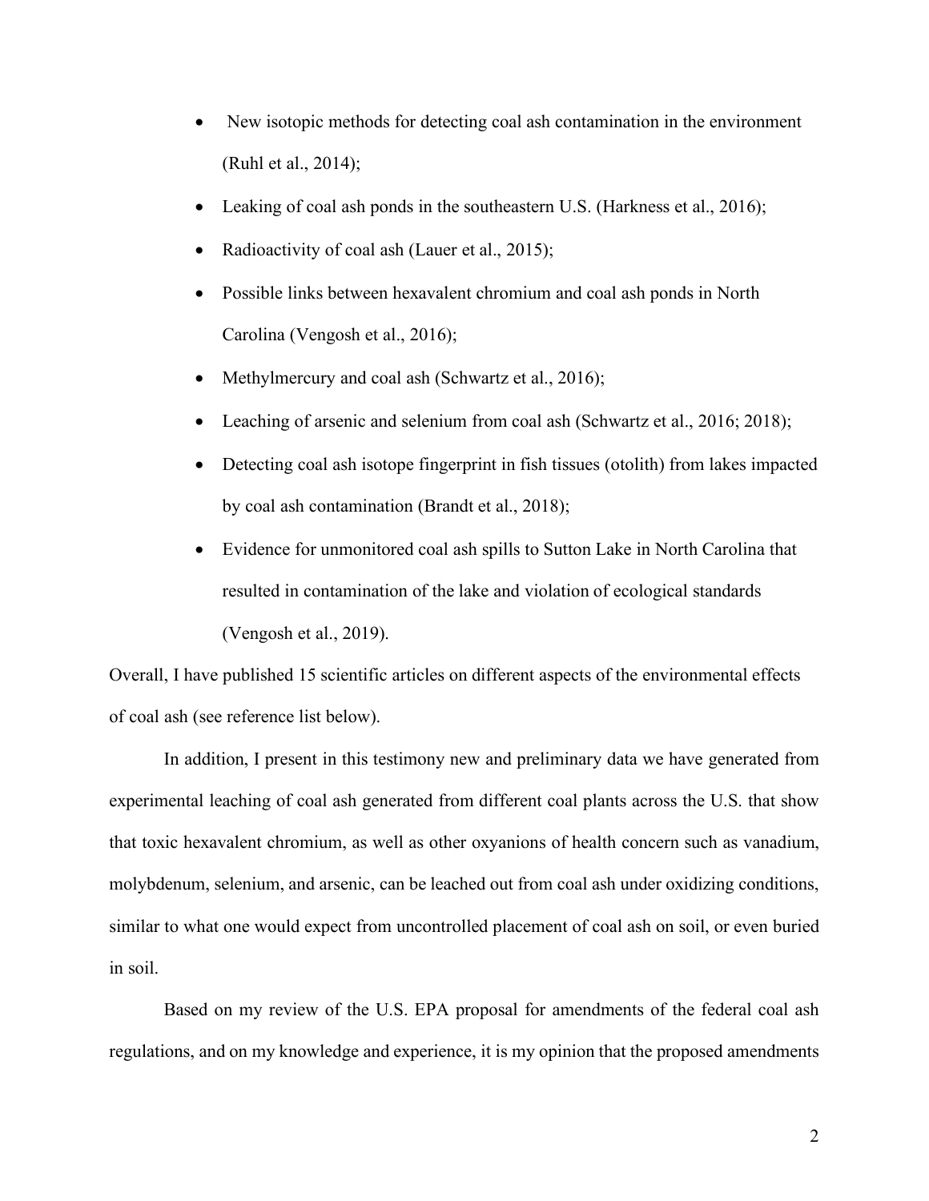- New isotopic methods for detecting coal ash contamination in the environment (Ruhl et al., 2014);
- Leaking of coal ash ponds in the southeastern U.S. (Harkness et al., 2016);
- Radioactivity of coal ash (Lauer et al., 2015);
- Possible links between hexavalent chromium and coal ash ponds in North Carolina (Vengosh et al., 2016);
- Methylmercury and coal ash (Schwartz et al., 2016);
- Leaching of arsenic and selenium from coal ash (Schwartz et al., 2016; 2018);
- Detecting coal ash isotope fingerprint in fish tissues (otolith) from lakes impacted by coal ash contamination (Brandt et al., 2018);
- Evidence for unmonitored coal ash spills to Sutton Lake in North Carolina that resulted in contamination of the lake and violation of ecological standards (Vengosh et al., 2019).

Overall, I have published 15 scientific articles on different aspects of the environmental effects of coal ash (see reference list below).

In addition, I present in this testimony new and preliminary data we have generated from experimental leaching of coal ash generated from different coal plants across the U.S. that show that toxic hexavalent chromium, as well as other oxyanions of health concern such as vanadium, molybdenum, selenium, and arsenic, can be leached out from coal ash under oxidizing conditions, similar to what one would expect from uncontrolled placement of coal ash on soil, or even buried in soil.

Based on my review of the U.S. EPA proposal for amendments of the federal coal ash regulations, and on my knowledge and experience, it is my opinion that the proposed amendments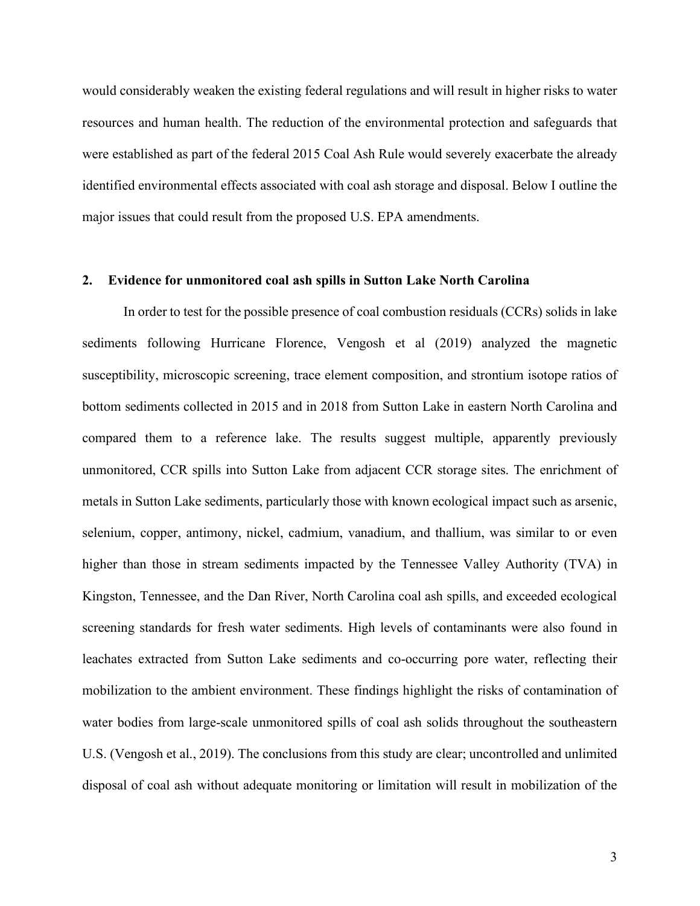would considerably weaken the existing federal regulations and will result in higher risks to water resources and human health. The reduction of the environmental protection and safeguards that were established as part of the federal 2015 Coal Ash Rule would severely exacerbate the already identified environmental effects associated with coal ash storage and disposal. Below I outline the major issues that could result from the proposed U.S. EPA amendments.

## 2. Evidence for unmonitored coal ash spills in Sutton Lake North Carolina

In order to test for the possible presence of coal combustion residuals (CCRs) solids in lake sediments following Hurricane Florence, Vengosh et al (2019) analyzed the magnetic susceptibility, microscopic screening, trace element composition, and strontium isotope ratios of bottom sediments collected in 2015 and in 2018 from Sutton Lake in eastern North Carolina and compared them to a reference lake. The results suggest multiple, apparently previously unmonitored, CCR spills into Sutton Lake from adjacent CCR storage sites. The enrichment of metals in Sutton Lake sediments, particularly those with known ecological impact such as arsenic, selenium, copper, antimony, nickel, cadmium, vanadium, and thallium, was similar to or even higher than those in stream sediments impacted by the Tennessee Valley Authority (TVA) in Kingston, Tennessee, and the Dan River, North Carolina coal ash spills, and exceeded ecological screening standards for fresh water sediments. High levels of contaminants were also found in leachates extracted from Sutton Lake sediments and co-occurring pore water, reflecting their mobilization to the ambient environment. These findings highlight the risks of contamination of water bodies from large-scale unmonitored spills of coal ash solids throughout the southeastern U.S. (Vengosh et al., 2019). The conclusions from this study are clear; uncontrolled and unlimited disposal of coal ash without adequate monitoring or limitation will result in mobilization of the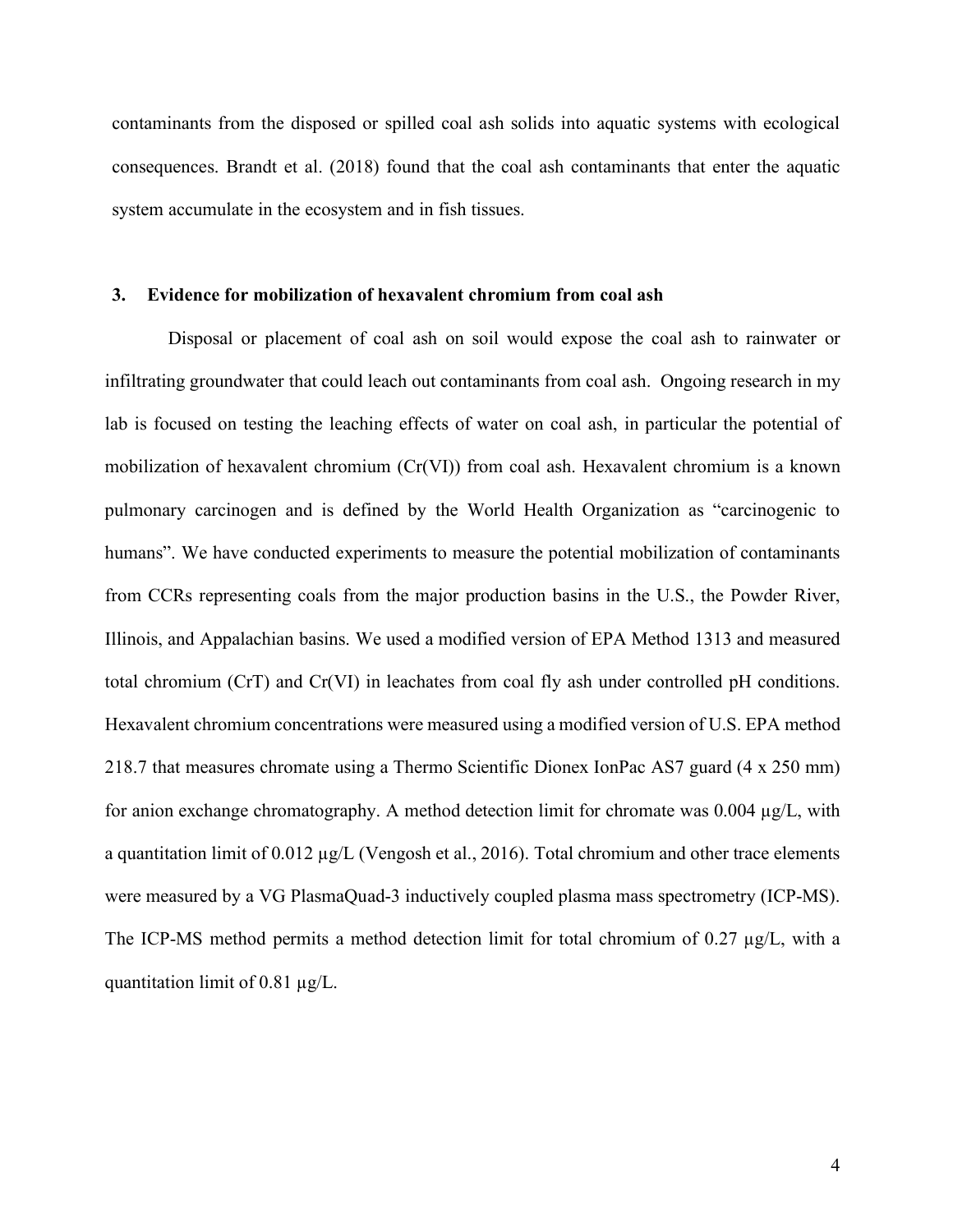contaminants from the disposed or spilled coal ash solids into aquatic systems with ecological consequences. Brandt et al. (2018) found that the coal ash contaminants that enter the aquatic system accumulate in the ecosystem and in fish tissues.

## 3. Evidence for mobilization of hexavalent chromium from coal ash

Disposal or placement of coal ash on soil would expose the coal ash to rainwater or infiltrating groundwater that could leach out contaminants from coal ash. Ongoing research in my lab is focused on testing the leaching effects of water on coal ash, in particular the potential of mobilization of hexavalent chromium (Cr(VI)) from coal ash. Hexavalent chromium is a known pulmonary carcinogen and is defined by the World Health Organization as "carcinogenic to humans". We have conducted experiments to measure the potential mobilization of contaminants from CCRs representing coals from the major production basins in the U.S., the Powder River, Illinois, and Appalachian basins. We used a modified version of EPA Method 1313 and measured total chromium (CrT) and Cr(VI) in leachates from coal fly ash under controlled pH conditions. Hexavalent chromium concentrations were measured using a modified version of U.S. EPA method 218.7 that measures chromate using a Thermo Scientific Dionex IonPac AS7 guard (4 x 250 mm) for anion exchange chromatography. A method detection limit for chromate was 0.004 µg/L, with a quantitation limit of 0.012 µg/L (Vengosh et al., 2016). Total chromium and other trace elements were measured by a VG PlasmaQuad-3 inductively coupled plasma mass spectrometry (ICP-MS). The ICP-MS method permits a method detection limit for total chromium of 0.27 µg/L, with a quantitation limit of 0.81 µg/L.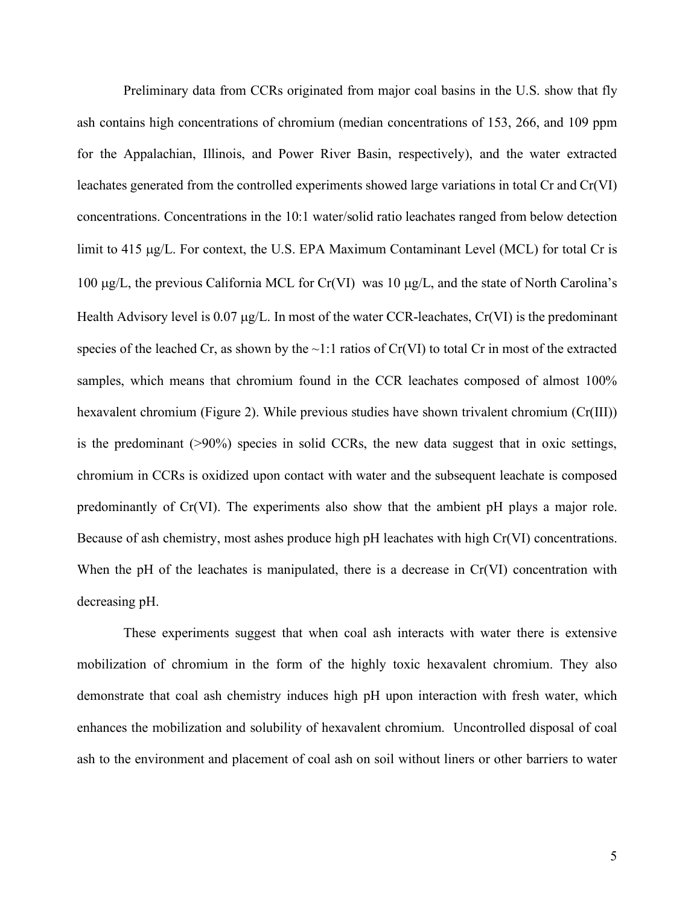Preliminary data from CCRs originated from major coal basins in the U.S. show that fly ash contains high concentrations of chromium (median concentrations of 153, 266, and 109 ppm for the Appalachian, Illinois, and Power River Basin, respectively), and the water extracted leachates generated from the controlled experiments showed large variations in total Cr and Cr(VI) concentrations. Concentrations in the 10:1 water/solid ratio leachates ranged from below detection limit to 415 μg/L. For context, the U.S. EPA Maximum Contaminant Level (MCL) for total Cr is 100 μg/L, the previous California MCL for Cr(VI) was 10 μg/L, and the state of North Carolina's Health Advisory level is 0.07 μg/L. In most of the water CCR-leachates, Cr(VI) is the predominant species of the leached Cr, as shown by the ~1:1 ratios of Cr(VI) to total Cr in most of the extracted samples, which means that chromium found in the CCR leachates composed of almost 100% hexavalent chromium (Figure 2). While previous studies have shown trivalent chromium (Cr(III)) is the predominant (>90%) species in solid CCRs, the new data suggest that in oxic settings, chromium in CCRs is oxidized upon contact with water and the subsequent leachate is composed predominantly of Cr(VI). The experiments also show that the ambient pH plays a major role. Because of ash chemistry, most ashes produce high pH leachates with high Cr(VI) concentrations. When the pH of the leachates is manipulated, there is a decrease in Cr(VI) concentration with decreasing pH.

These experiments suggest that when coal ash interacts with water there is extensive mobilization of chromium in the form of the highly toxic hexavalent chromium. They also demonstrate that coal ash chemistry induces high pH upon interaction with fresh water, which enhances the mobilization and solubility of hexavalent chromium. Uncontrolled disposal of coal ash to the environment and placement of coal ash on soil without liners or other barriers to water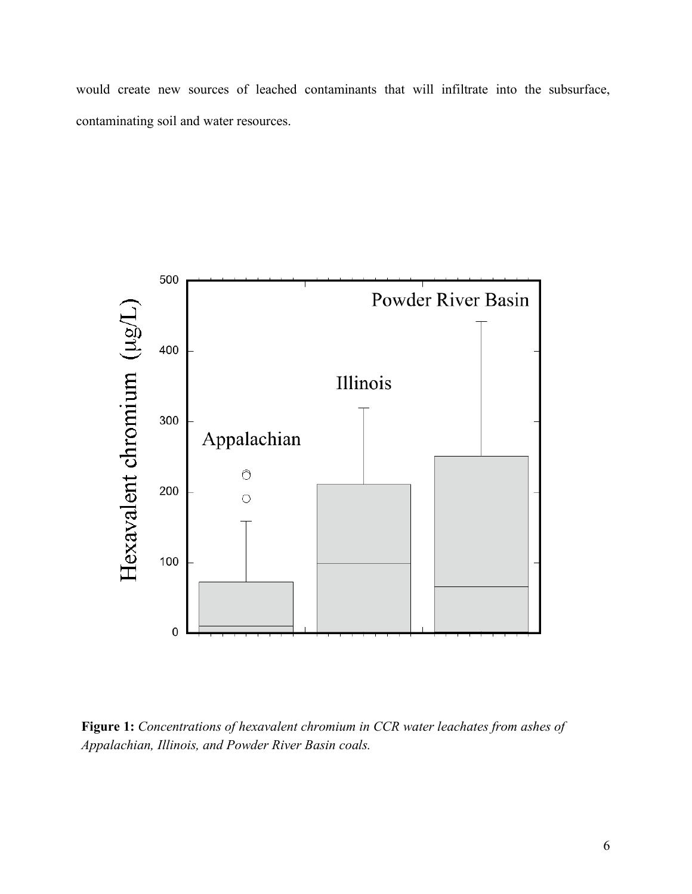would create new sources of leached contaminants that will infiltrate into the subsurface, contaminating soil and water resources.

**Figure 1:** *Concentrations of hexavalent chromium in CCR water leachates from ashes of Appalachian, Illinois, and Powder River Basin coals.*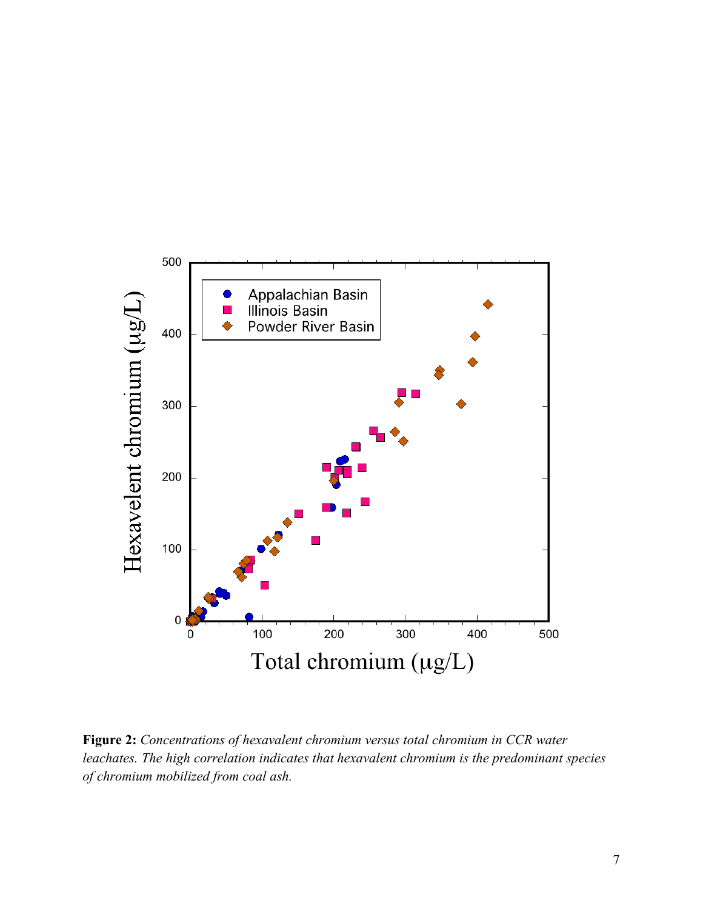**Figure 2:** *Concentrations of hexavalent chromium versus total chromium in CCR water leachates. The high correlation indicates that hexavalent chromium is the predominant species of chromium mobilized from coal ash.*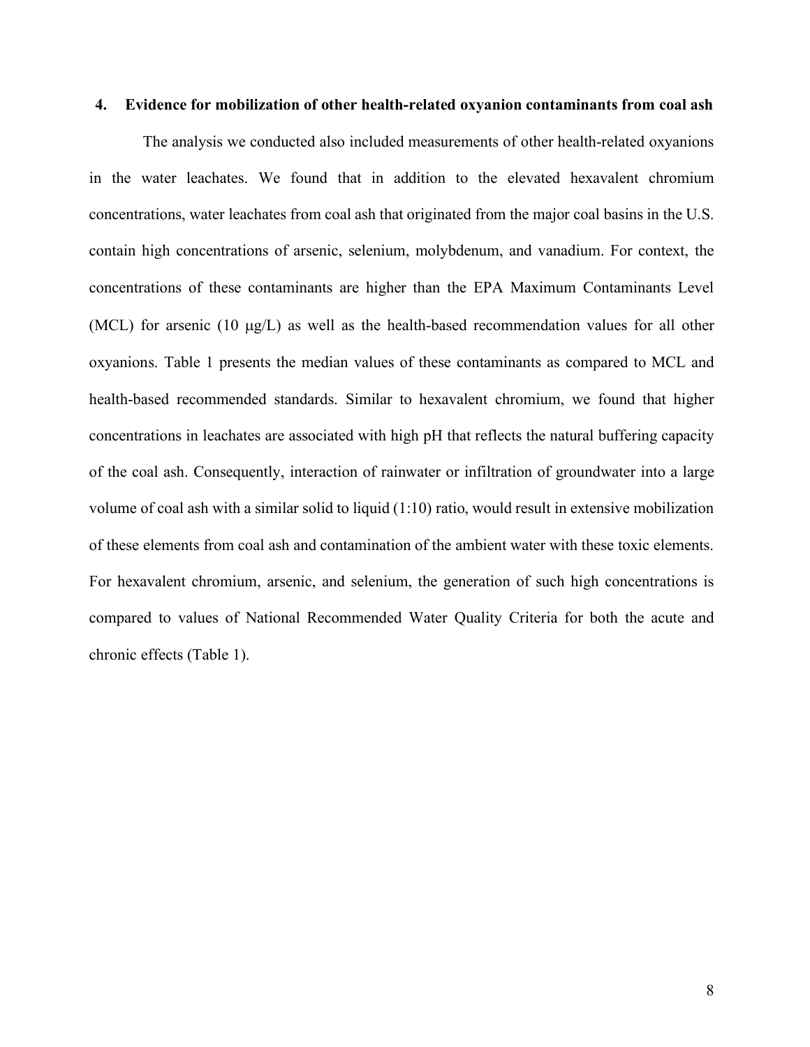## 4. Evidence for mobilization of other health-related oxyanion contaminants from coal ash

The analysis we conducted also included measurements of other health-related oxyanions in the water leachates. We found that in addition to the elevated hexavalent chromium concentrations, water leachates from coal ash that originated from the major coal basins in the U.S. contain high concentrations of arsenic, selenium, molybdenum, and vanadium. For context, the concentrations of these contaminants are higher than the EPA Maximum Contaminants Level (MCL) for arsenic (10 μg/L) as well as the health-based recommendation values for all other oxyanions. Table 1 presents the median values of these contaminants as compared to MCL and health-based recommended standards. Similar to hexavalent chromium, we found that higher concentrations in leachates are associated with high pH that reflects the natural buffering capacity of the coal ash. Consequently, interaction of rainwater or infiltration of groundwater into a large volume of coal ash with a similar solid to liquid (1:10) ratio, would result in extensive mobilization of these elements from coal ash and contamination of the ambient water with these toxic elements. For hexavalent chromium, arsenic, and selenium, the generation of such high concentrations is compared to values of National Recommended Water Quality Criteria for both the acute and chronic effects (Table 1).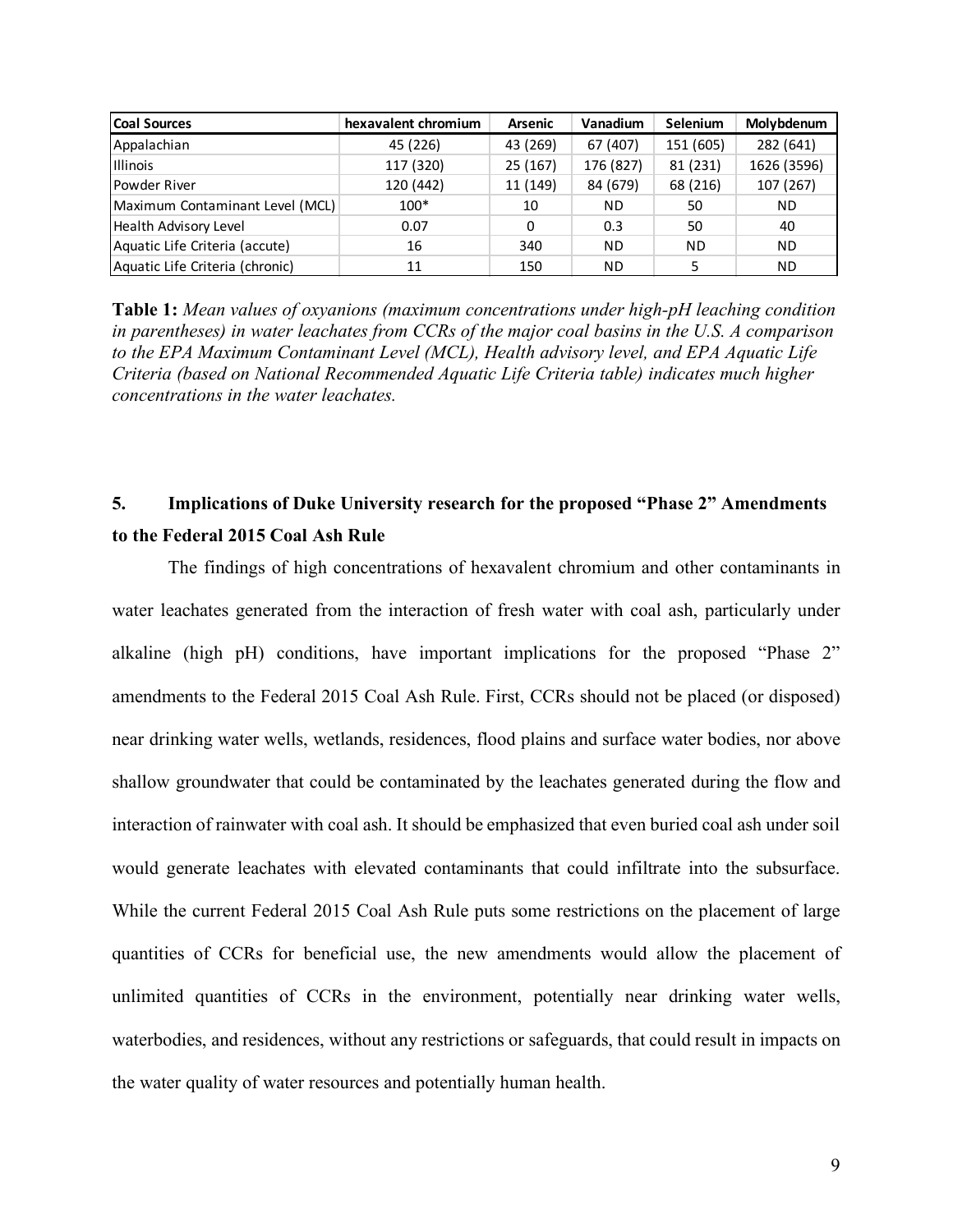| Coal Sources | hexavalent chromium | Arsenic | Vanadium | Selenium | Molybdenum |
|---|---|---|---|---|---|
| Appalachian | 45 (226) | 43 (269) | 67 (407) | 151 (605) | 282 (641) |
| Illinois | 117 (320) | 25 (167) | 176 (827) | 81 (231) | 1626 (3596) |
| Powder River | 120 (442) | 11 (149) | 84 (679) | 68 (216) | 107 (267) |
| Maximum Contaminant Level (MCL) | 100* | 10 | ND | 50 | ND |
| Health Advisory Level | 0.07 | 0 | 0.3 | 50 | 40 |
| Aquatic Life Criteria (accute) | 16 | 340 | ND | ND | ND |
| Aquatic Life Criteria (chronic) | 11 | 150 | ND | 5 | ND |

**Table 1:** *Mean values of oxyanions (maximum concentrations under high-pH leaching condition in parentheses) in water leachates from CCRs of the major coal basins in the U.S. A comparison to the EPA Maximum Contaminant Level (MCL), Health advisory level, and EPA Aquatic Life Criteria (based on National Recommended Aquatic Life Criteria table) indicates much higher concentrations in the water leachates.*

## 5. Implications of Duke University research for the proposed "Phase 2" Amendments to the Federal 2015 Coal Ash Rule

The findings of high concentrations of hexavalent chromium and other contaminants in water leachates generated from the interaction of fresh water with coal ash, particularly under alkaline (high pH) conditions, have important implications for the proposed "Phase 2" amendments to the Federal 2015 Coal Ash Rule. First, CCRs should not be placed (or disposed) near drinking water wells, wetlands, residences, flood plains and surface water bodies, nor above shallow groundwater that could be contaminated by the leachates generated during the flow and interaction of rainwater with coal ash. It should be emphasized that even buried coal ash under soil would generate leachates with elevated contaminants that could infiltrate into the subsurface. While the current Federal 2015 Coal Ash Rule puts some restrictions on the placement of large quantities of CCRs for beneficial use, the new amendments would allow the placement of unlimited quantities of CCRs in the environment, potentially near drinking water wells, waterbodies, and residences, without any restrictions or safeguards, that could result in impacts on the water quality of water resources and potentially human health.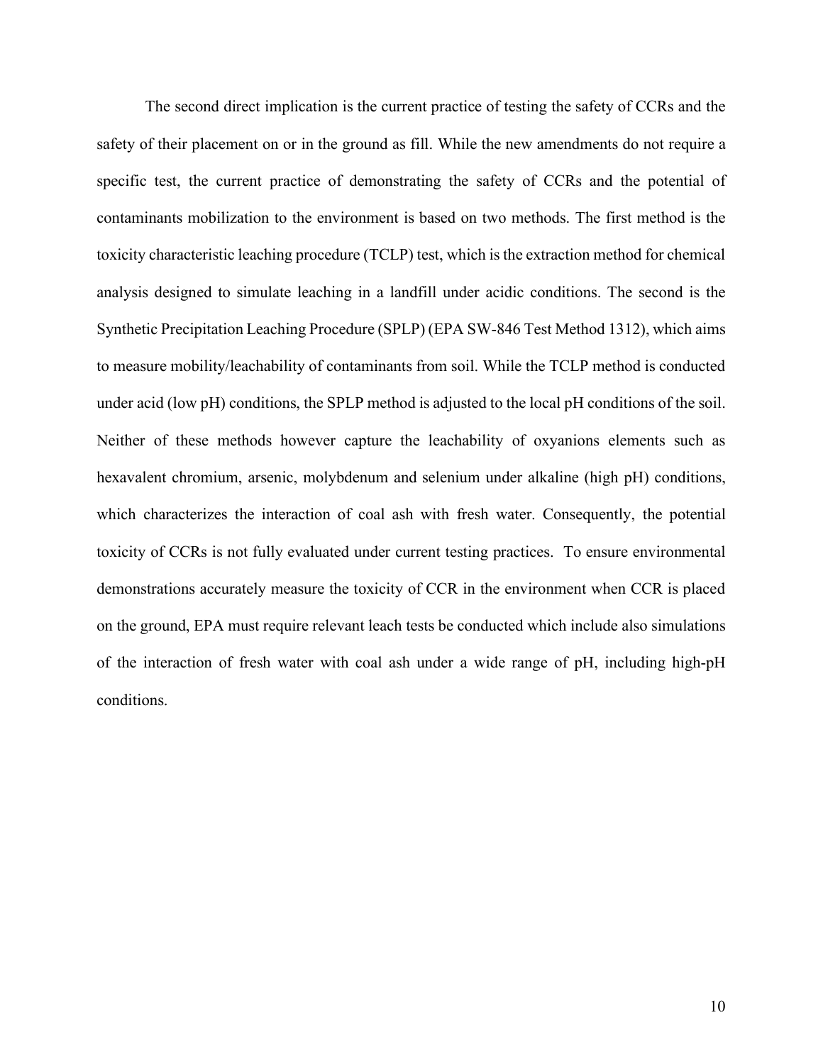The second direct implication is the current practice of testing the safety of CCRs and the safety of their placement on or in the ground as fill. While the new amendments do not require a specific test, the current practice of demonstrating the safety of CCRs and the potential of contaminants mobilization to the environment is based on two methods. The first method is the toxicity characteristic leaching procedure (TCLP) test, which is the extraction method for chemical analysis designed to simulate leaching in a landfill under acidic conditions. The second is the Synthetic Precipitation Leaching Procedure (SPLP) (EPA SW-846 Test Method 1312), which aims to measure mobility/leachability of contaminants from soil. While the TCLP method is conducted under acid (low pH) conditions, the SPLP method is adjusted to the local pH conditions of the soil. Neither of these methods however capture the leachability of oxyanions elements such as hexavalent chromium, arsenic, molybdenum and selenium under alkaline (high pH) conditions, which characterizes the interaction of coal ash with fresh water. Consequently, the potential toxicity of CCRs is not fully evaluated under current testing practices. To ensure environmental demonstrations accurately measure the toxicity of CCR in the environment when CCR is placed on the ground, EPA must require relevant leach tests be conducted which include also simulations of the interaction of fresh water with coal ash under a wide range of pH, including high-pH conditions.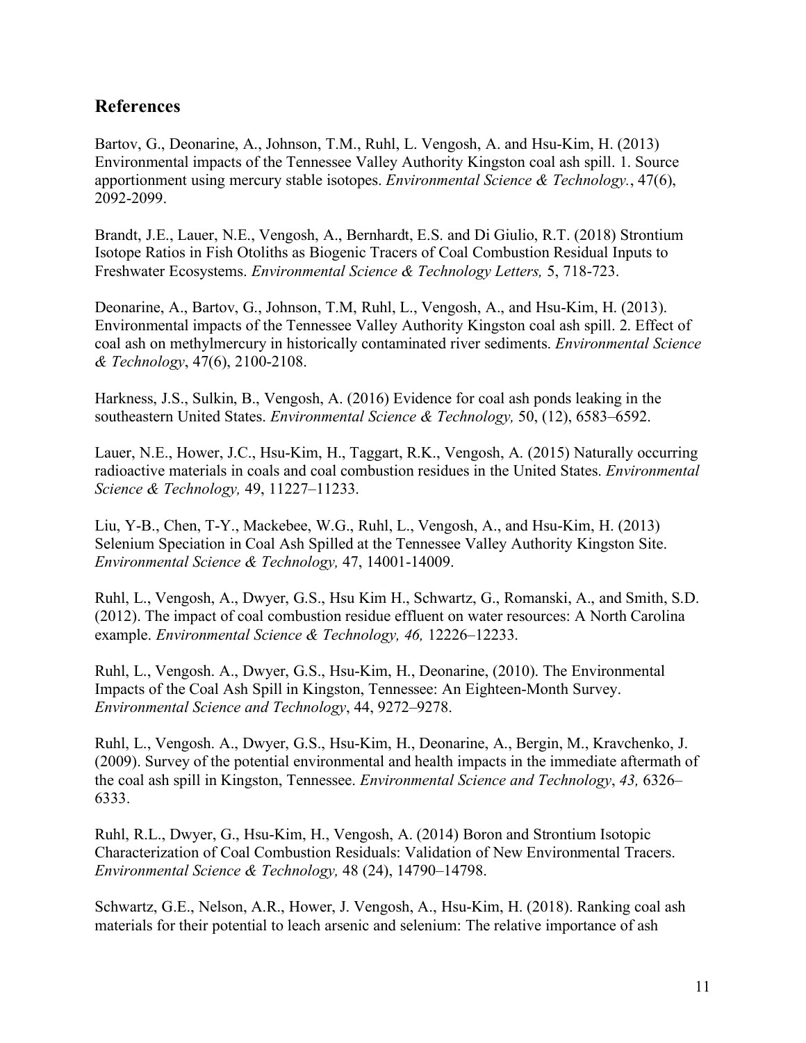## References

Bartov, G., Deonarine, A., Johnson, T.M., Ruhl, L. Vengosh, A. and Hsu-Kim, H. (2013) Environmental impacts of the Tennessee Valley Authority Kingston coal ash spill. 1. Source apportionment using mercury stable isotopes. *Environmental Science & Technology.*, 47(6), 2092-2099.

Brandt, J.E., Lauer, N.E., Vengosh, A., Bernhardt, E.S. and Di Giulio, R.T. (2018) Strontium Isotope Ratios in Fish Otoliths as Biogenic Tracers of Coal Combustion Residual Inputs to Freshwater Ecosystems. *Environmental Science & Technology Letters,* 5, 718-723.

Deonarine, A., Bartov, G., Johnson, T.M, Ruhl, L., Vengosh, A., and Hsu-Kim, H. (2013). Environmental impacts of the Tennessee Valley Authority Kingston coal ash spill. 2. Effect of coal ash on methylmercury in historically contaminated river sediments. *Environmental Science & Technology*, 47(6), 2100-2108.

Harkness, J.S., Sulkin, B., Vengosh, A. (2016) Evidence for coal ash ponds leaking in the southeastern United States. *Environmental Science & Technology,* 50, (12), 6583–6592.

Lauer, N.E., Hower, J.C., Hsu-Kim, H., Taggart, R.K., Vengosh, A. (2015) Naturally occurring radioactive materials in coals and coal combustion residues in the United States. *Environmental Science & Technology,* 49, 11227–11233.

Liu, Y-B., Chen, T-Y., Mackebee, W.G., Ruhl, L., Vengosh, A., and Hsu-Kim, H. (2013) Selenium Speciation in Coal Ash Spilled at the Tennessee Valley Authority Kingston Site. *Environmental Science & Technology,* 47, 14001-14009.

Ruhl, L., Vengosh, A., Dwyer, G.S., Hsu Kim H., Schwartz, G., Romanski, A., and Smith, S.D. (2012). The impact of coal combustion residue effluent on water resources: A North Carolina example. *Environmental Science & Technology, 46,* 12226–12233.

Ruhl, L., Vengosh. A., Dwyer, G.S., Hsu-Kim, H., Deonarine, (2010). The Environmental Impacts of the Coal Ash Spill in Kingston, Tennessee: An Eighteen-Month Survey. *Environmental Science and Technology*, 44, 9272–9278.

Ruhl, L., Vengosh. A., Dwyer, G.S., Hsu-Kim, H., Deonarine, A., Bergin, M., Kravchenko, J. (2009). Survey of the potential environmental and health impacts in the immediate aftermath of the coal ash spill in Kingston, Tennessee. *Environmental Science and Technology*, *43,* 6326–6333.

Ruhl, R.L., Dwyer, G., Hsu-Kim, H., Vengosh, A. (2014) Boron and Strontium Isotopic Characterization of Coal Combustion Residuals: Validation of New Environmental Tracers. *Environmental Science & Technology,* 48 (24), 14790–14798.

Schwartz, G.E., Nelson, A.R., Hower, J. Vengosh, A., Hsu-Kim, H. (2018). Ranking coal ash materials for their potential to leach arsenic and selenium: The relative importance of ash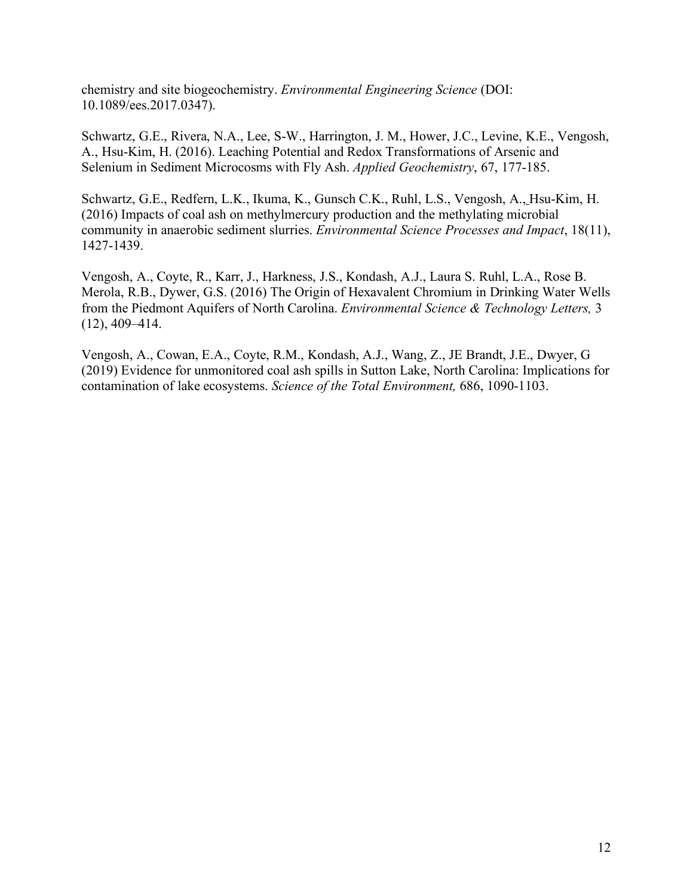chemistry and site biogeochemistry. *Environmental Engineering Science* (DOI: 10.1089/ees.2017.0347).

Schwartz, G.E., Rivera, N.A., Lee, S-W., Harrington, J. M., Hower, J.C., Levine, K.E., Vengosh, A., Hsu-Kim, H. (2016). Leaching Potential and Redox Transformations of Arsenic and Selenium in Sediment Microcosms with Fly Ash. *Applied Geochemistry*, 67, 177-185.

Schwartz, G.E., Redfern, L.K., Ikuma, K., Gunsch C.K., Ruhl, L.S., Vengosh, A., Hsu-Kim, H. (2016) Impacts of coal ash on methylmercury production and the methylating microbial community in anaerobic sediment slurries. *Environmental Science Processes and Impact*, 18(11), 1427-1439.

Vengosh, A., Coyte, R., Karr, J., Harkness, J.S., Kondash, A.J., Laura S. Ruhl, L.A., Rose B. Merola, R.B., Dywer, G.S. (2016) The Origin of Hexavalent Chromium in Drinking Water Wells from the Piedmont Aquifers of North Carolina. *Environmental Science & Technology Letters,* 3 (12), 409–414.

Vengosh, A., Cowan, E.A., Coyte, R.M., Kondash, A.J., Wang, Z., JE Brandt, J.E., Dwyer, G (2019) Evidence for unmonitored coal ash spills in Sutton Lake, North Carolina: Implications for contamination of lake ecosystems. *Science of the Total Environment,* 686, 1090-1103.